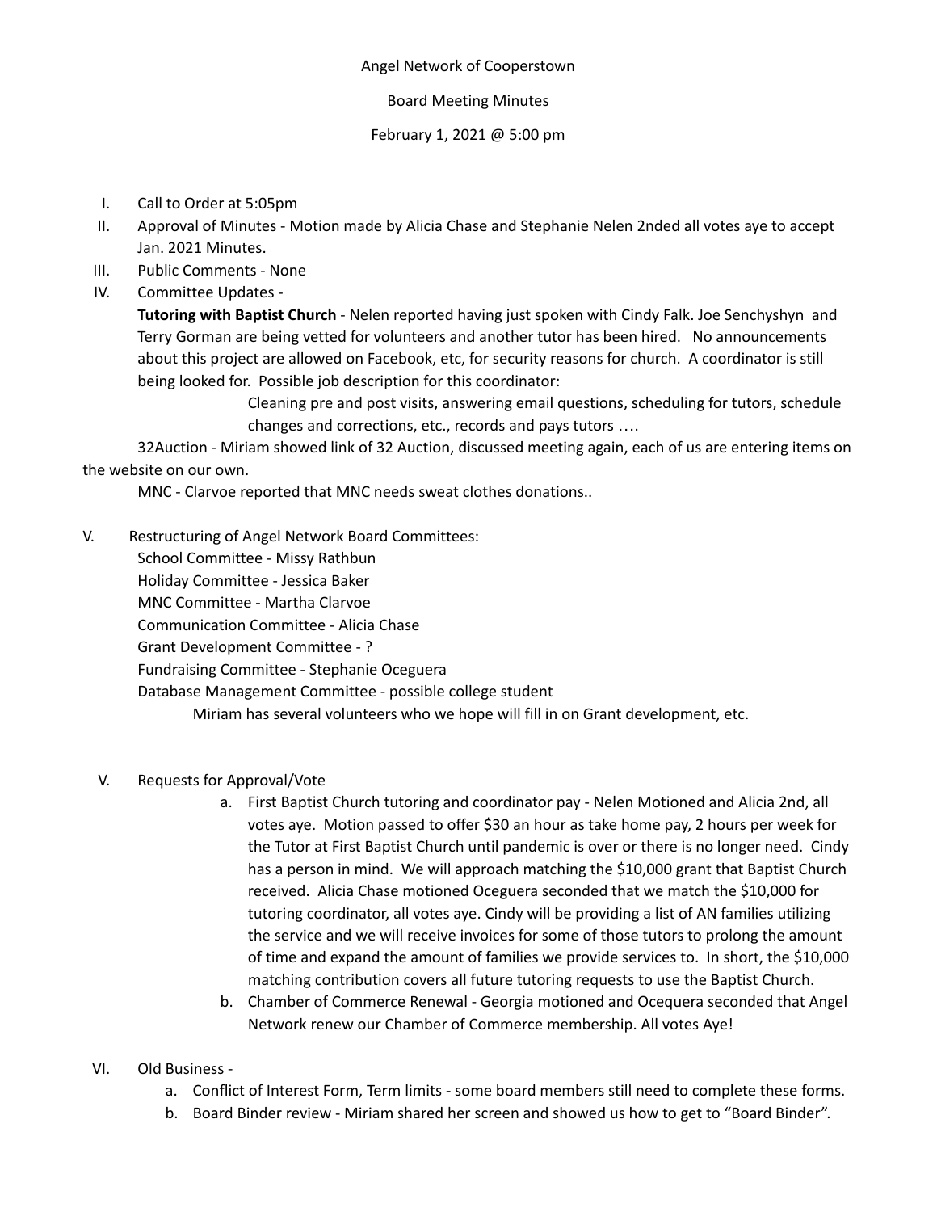Angel Network of Cooperstown

Board Meeting Minutes

February 1, 2021 @ 5:00 pm

I. Call to Order at 5:05pm

II. Approval of Minutes - Motion made by Alicia Chase and Stephanie Nelen 2nded all votes aye to accept Jan. 2021 Minutes.

III. Public Comments - None

IV. Committee Updates -

**Tutoring with Baptist Church** - Nelen reported having just spoken with Cindy Falk. Joe Senchyshyn and Terry Gorman are being vetted for volunteers and another tutor has been hired. No announcements about this project are allowed on Facebook, etc, for security reasons for church. A coordinator is still being looked for. Possible job description for this coordinator:

> Cleaning pre and post visits, answering email questions, scheduling for tutors, schedule changes and corrections, etc., records and pays tutors ….

32Auction - Miriam showed link of 32 Auction, discussed meeting again, each of us are entering items on the website on our own.

MNC - Clarvoe reported that MNC needs sweat clothes donations..

V. Restructuring of Angel Network Board Committees:

School Committee - Missy Rathbun
Holiday Committee - Jessica Baker
MNC Committee - Martha Clarvoe
Communication Committee - Alicia Chase
Grant Development Committee - ?
Fundraising Committee - Stephanie Oceguera
Database Management Committee - possible college student

Miriam has several volunteers who we hope will fill in on Grant development, etc.

V. Requests for Approval/Vote

a. First Baptist Church tutoring and coordinator pay - Nelen Motioned and Alicia 2nd, all votes aye. Motion passed to offer $30 an hour as take home pay, 2 hours per week for the Tutor at First Baptist Church until pandemic is over or there is no longer need. Cindy has a person in mind. We will approach matching the $10,000 grant that Baptist Church received. Alicia Chase motioned Oceguera seconded that we match the $10,000 for tutoring coordinator, all votes aye. Cindy will be providing a list of AN families utilizing the service and we will receive invoices for some of those tutors to prolong the amount of time and expand the amount of families we provide services to. In short, the $10,000 matching contribution covers all future tutoring requests to use the Baptist Church.

b. Chamber of Commerce Renewal - Georgia motioned and Ocequera seconded that Angel Network renew our Chamber of Commerce membership. All votes Aye!

VI. Old Business -

a. Conflict of Interest Form, Term limits - some board members still need to complete these forms.

b. Board Binder review - Miriam shared her screen and showed us how to get to "Board Binder".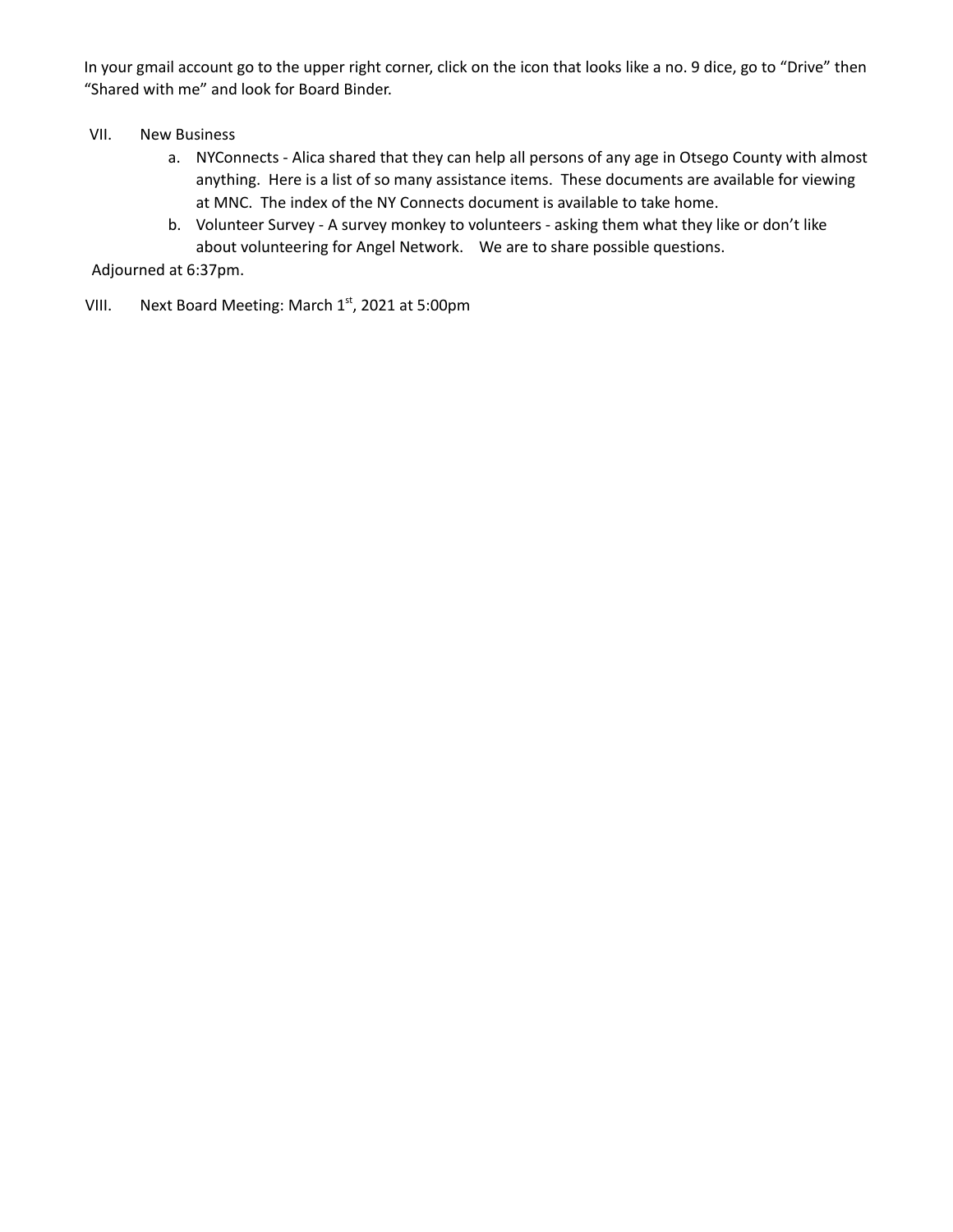In your gmail account go to the upper right corner, click on the icon that looks like a no. 9 dice, go to "Drive" then "Shared with me" and look for Board Binder.

VII. New Business

a. NYConnects - Alica shared that they can help all persons of any age in Otsego County with almost anything. Here is a list of so many assistance items. These documents are available for viewing at MNC. The index of the NY Connects document is available to take home.

b. Volunteer Survey - A survey monkey to volunteers - asking them what they like or don't like about volunteering for Angel Network. We are to share possible questions.

Adjourned at 6:37pm.

VIII. Next Board Meeting: March 1st, 2021 at 5:00pm